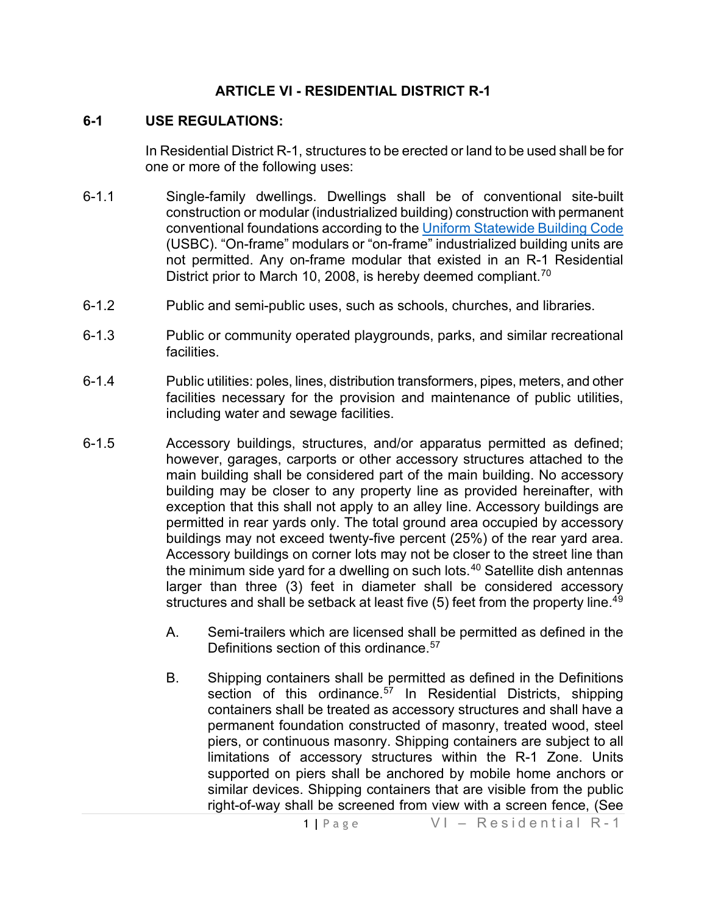# ARTICLE VI - RESIDENTIAL DISTRICT R-1

## 6-1 USE REGULATIONS:

In Residential District R-1, structures to be erected or land to be used shall be for one or more of the following uses:

6-1.1 Single-family dwellings. Dwellings shall be of conventional site-built construction or modular (industrialized building) construction with permanent conventional foundations according to the Uniform Statewide Building Code (USBC). "On-frame" modulars or "on-frame" industrialized building units are not permitted. Any on-frame modular that existed in an R-1 Residential District prior to March 10, 2008, is hereby deemed compliant.[70]

6-1.2 Public and semi-public uses, such as schools, churches, and libraries.

6-1.3 Public or community operated playgrounds, parks, and similar recreational facilities.

6-1.4 Public utilities: poles, lines, distribution transformers, pipes, meters, and other facilities necessary for the provision and maintenance of public utilities, including water and sewage facilities.

6-1.5 Accessory buildings, structures, and/or apparatus permitted as defined; however, garages, carports or other accessory structures attached to the main building shall be considered part of the main building. No accessory building may be closer to any property line as provided hereinafter, with exception that this shall not apply to an alley line. Accessory buildings are permitted in rear yards only. The total ground area occupied by accessory buildings may not exceed twenty-five percent (25%) of the rear yard area. Accessory buildings on corner lots may not be closer to the street line than the minimum side yard for a dwelling on such lots.[40] Satellite dish antennas larger than three (3) feet in diameter shall be considered accessory structures and shall be setback at least five (5) feet from the property line.[49]

A. Semi-trailers which are licensed shall be permitted as defined in the Definitions section of this ordinance.[57]

B. Shipping containers shall be permitted as defined in the Definitions section of this ordinance.[57] In Residential Districts, shipping containers shall be treated as accessory structures and shall have a permanent foundation constructed of masonry, treated wood, steel piers, or continuous masonry. Shipping containers are subject to all limitations of accessory structures within the R-1 Zone. Units supported on piers shall be anchored by mobile home anchors or similar devices. Shipping containers that are visible from the public right-of-way shall be screened from view with a screen fence, (See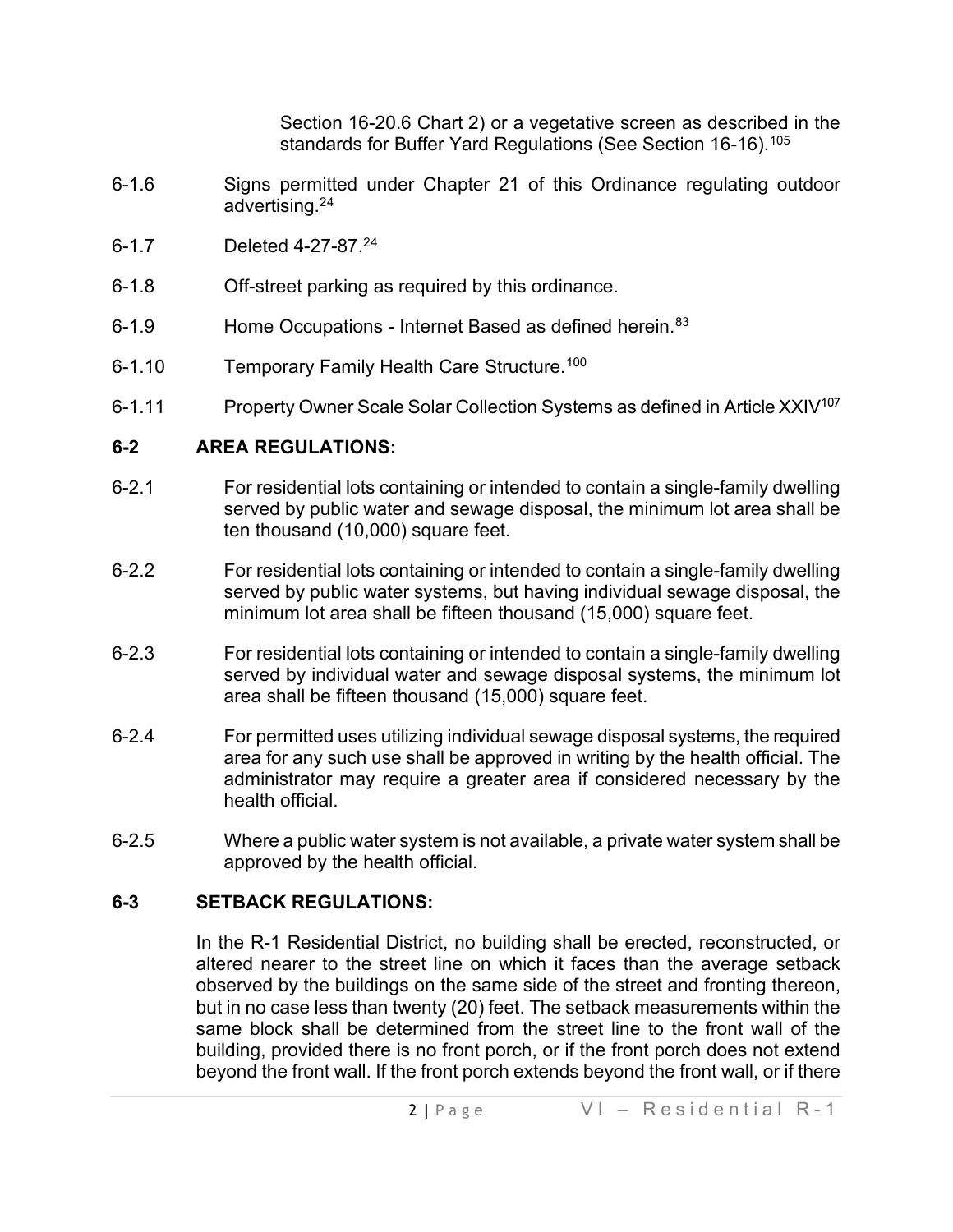Section 16-20.6 Chart 2) or a vegetative screen as described in the standards for Buffer Yard Regulations (See Section 16-16).[105]

6-1.6 Signs permitted under Chapter 21 of this Ordinance regulating outdoor advertising.[24]

6-1.7 Deleted 4-27-87.[24]

6-1.8 Off-street parking as required by this ordinance.

6-1.9 Home Occupations - Internet Based as defined herein.[83]

6-1.10 Temporary Family Health Care Structure.[100]

6-1.11 Property Owner Scale Solar Collection Systems as defined in Article XXIV[107]

## 6-2 AREA REGULATIONS:

6-2.1 For residential lots containing or intended to contain a single-family dwelling served by public water and sewage disposal, the minimum lot area shall be ten thousand (10,000) square feet.

6-2.2 For residential lots containing or intended to contain a single-family dwelling served by public water systems, but having individual sewage disposal, the minimum lot area shall be fifteen thousand (15,000) square feet.

6-2.3 For residential lots containing or intended to contain a single-family dwelling served by individual water and sewage disposal systems, the minimum lot area shall be fifteen thousand (15,000) square feet.

6-2.4 For permitted uses utilizing individual sewage disposal systems, the required area for any such use shall be approved in writing by the health official. The administrator may require a greater area if considered necessary by the health official.

6-2.5 Where a public water system is not available, a private water system shall be approved by the health official.

## 6-3 SETBACK REGULATIONS:

In the R-1 Residential District, no building shall be erected, reconstructed, or altered nearer to the street line on which it faces than the average setback observed by the buildings on the same side of the street and fronting thereon, but in no case less than twenty (20) feet. The setback measurements within the same block shall be determined from the street line to the front wall of the building, provided there is no front porch, or if the front porch does not extend beyond the front wall. If the front porch extends beyond the front wall, or if there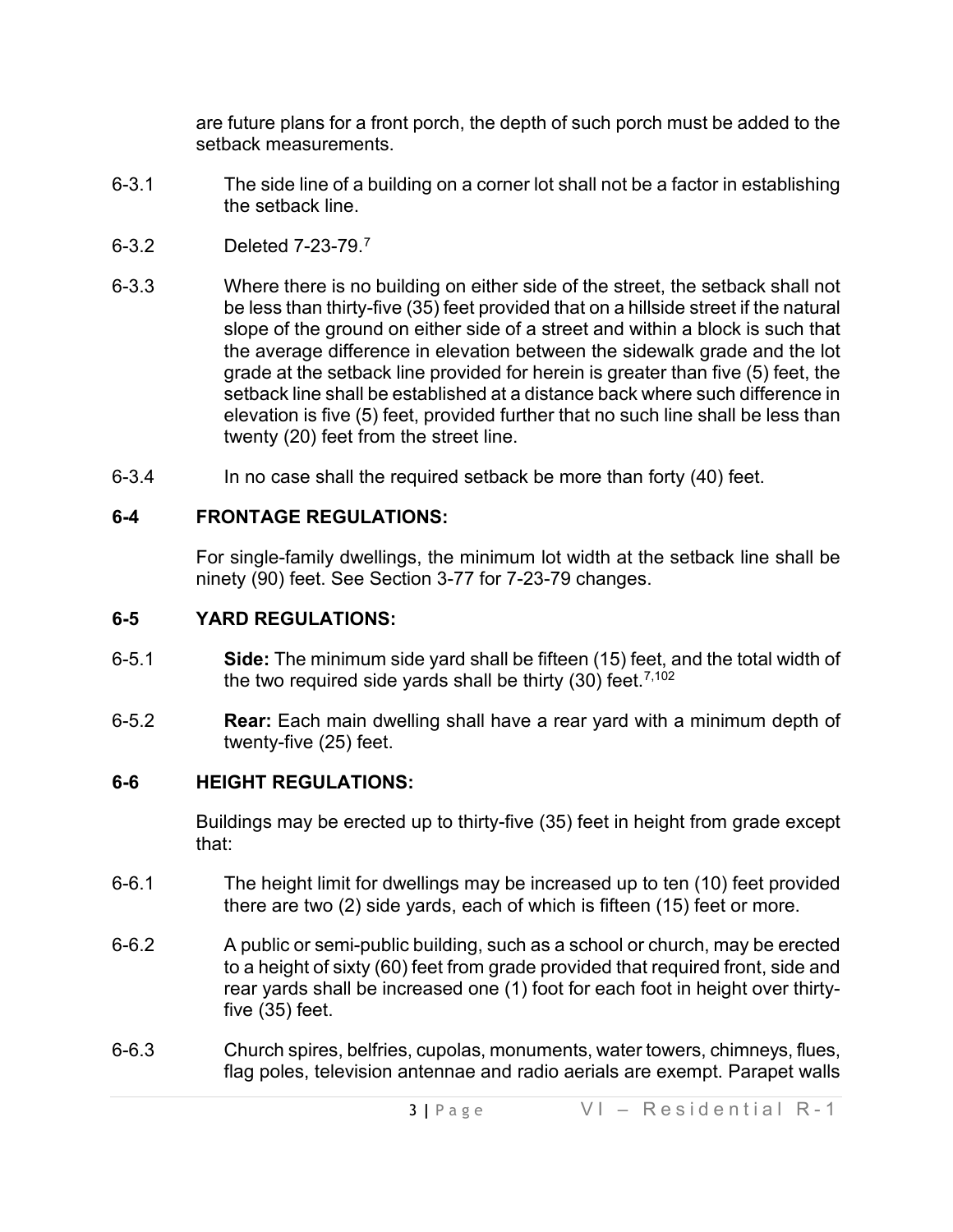are future plans for a front porch, the depth of such porch must be added to the setback measurements.

6-3.1 The side line of a building on a corner lot shall not be a factor in establishing the setback line.

6-3.2 Deleted 7-23-79.[7]

6-3.3 Where there is no building on either side of the street, the setback shall not be less than thirty-five (35) feet provided that on a hillside street if the natural slope of the ground on either side of a street and within a block is such that the average difference in elevation between the sidewalk grade and the lot grade at the setback line provided for herein is greater than five (5) feet, the setback line shall be established at a distance back where such difference in elevation is five (5) feet, provided further that no such line shall be less than twenty (20) feet from the street line.

6-3.4 In no case shall the required setback be more than forty (40) feet.

## 6-4 FRONTAGE REGULATIONS:

For single-family dwellings, the minimum lot width at the setback line shall be ninety (90) feet. See Section 3-77 for 7-23-79 changes.

## 6-5 YARD REGULATIONS:

6-5.1 **Side:** The minimum side yard shall be fifteen (15) feet, and the total width of the two required side yards shall be thirty (30) feet.[7,102]

6-5.2 **Rear:** Each main dwelling shall have a rear yard with a minimum depth of twenty-five (25) feet.

## 6-6 HEIGHT REGULATIONS:

Buildings may be erected up to thirty-five (35) feet in height from grade except that:

6-6.1 The height limit for dwellings may be increased up to ten (10) feet provided there are two (2) side yards, each of which is fifteen (15) feet or more.

6-6.2 A public or semi-public building, such as a school or church, may be erected to a height of sixty (60) feet from grade provided that required front, side and rear yards shall be increased one (1) foot for each foot in height over thirty-five (35) feet.

6-6.3 Church spires, belfries, cupolas, monuments, water towers, chimneys, flues, flag poles, television antennae and radio aerials are exempt. Parapet walls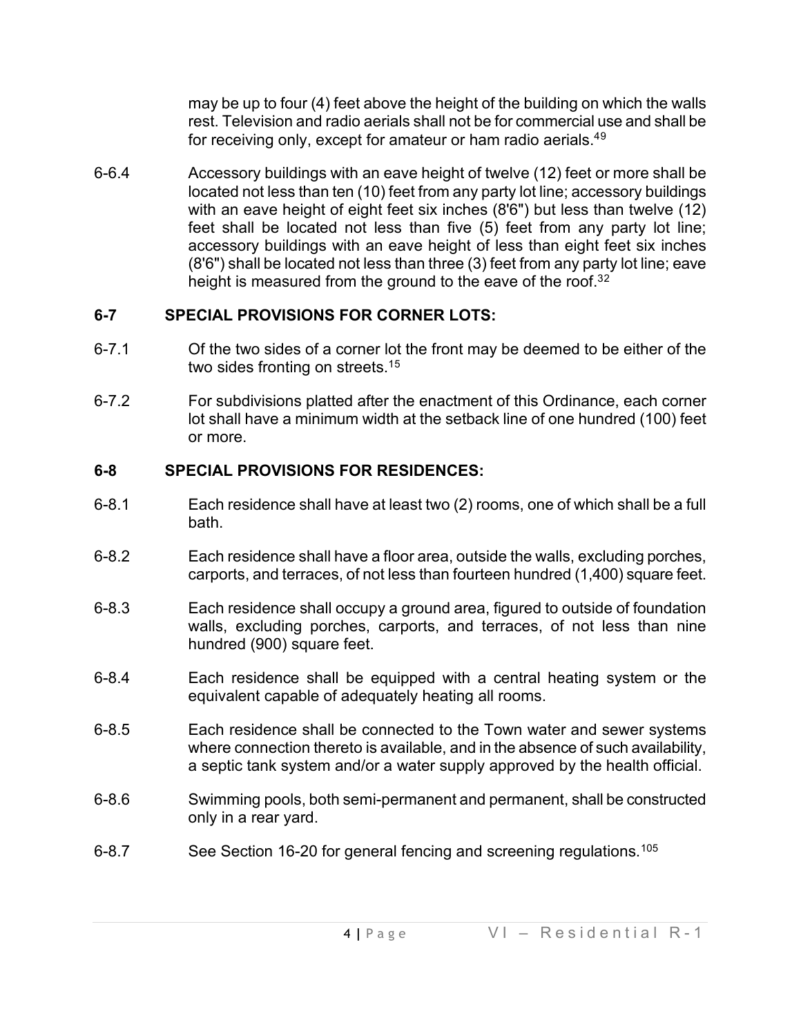may be up to four (4) feet above the height of the building on which the walls rest. Television and radio aerials shall not be for commercial use and shall be for receiving only, except for amateur or ham radio aerials.[49]

6-6.4 Accessory buildings with an eave height of twelve (12) feet or more shall be located not less than ten (10) feet from any party lot line; accessory buildings with an eave height of eight feet six inches (8'6") but less than twelve (12) feet shall be located not less than five (5) feet from any party lot line; accessory buildings with an eave height of less than eight feet six inches (8'6") shall be located not less than three (3) feet from any party lot line; eave height is measured from the ground to the eave of the roof.[32]

## 6-7 SPECIAL PROVISIONS FOR CORNER LOTS:

6-7.1 Of the two sides of a corner lot the front may be deemed to be either of the two sides fronting on streets.[15]

6-7.2 For subdivisions platted after the enactment of this Ordinance, each corner lot shall have a minimum width at the setback line of one hundred (100) feet or more.

## 6-8 SPECIAL PROVISIONS FOR RESIDENCES:

6-8.1 Each residence shall have at least two (2) rooms, one of which shall be a full bath.

6-8.2 Each residence shall have a floor area, outside the walls, excluding porches, carports, and terraces, of not less than fourteen hundred (1,400) square feet.

6-8.3 Each residence shall occupy a ground area, figured to outside of foundation walls, excluding porches, carports, and terraces, of not less than nine hundred (900) square feet.

6-8.4 Each residence shall be equipped with a central heating system or the equivalent capable of adequately heating all rooms.

6-8.5 Each residence shall be connected to the Town water and sewer systems where connection thereto is available, and in the absence of such availability, a septic tank system and/or a water supply approved by the health official.

6-8.6 Swimming pools, both semi-permanent and permanent, shall be constructed only in a rear yard.

6-8.7 See Section 16-20 for general fencing and screening regulations.[105]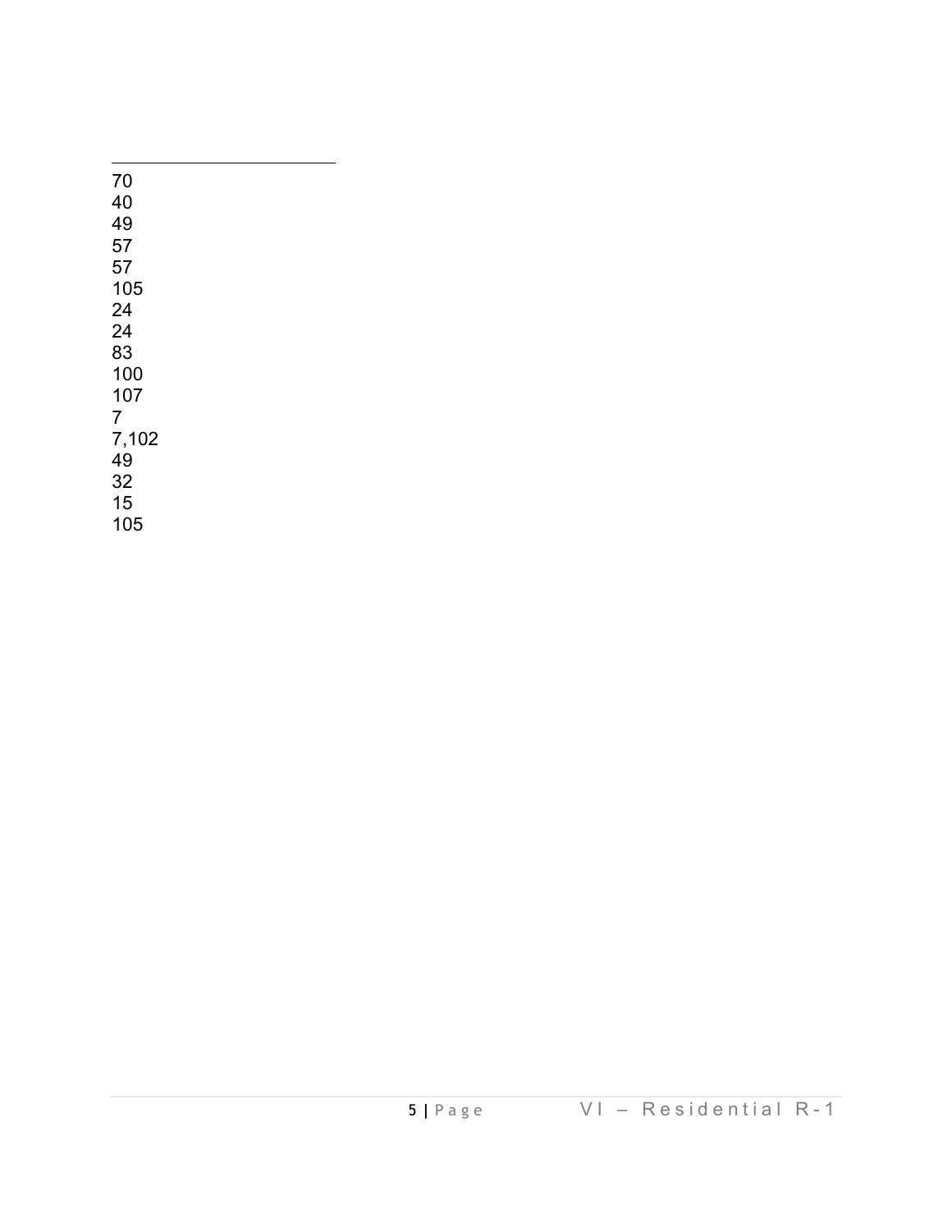---

70
40
49
57
57
105
24
24
83
100
107
7
7,102
49
32
15
105